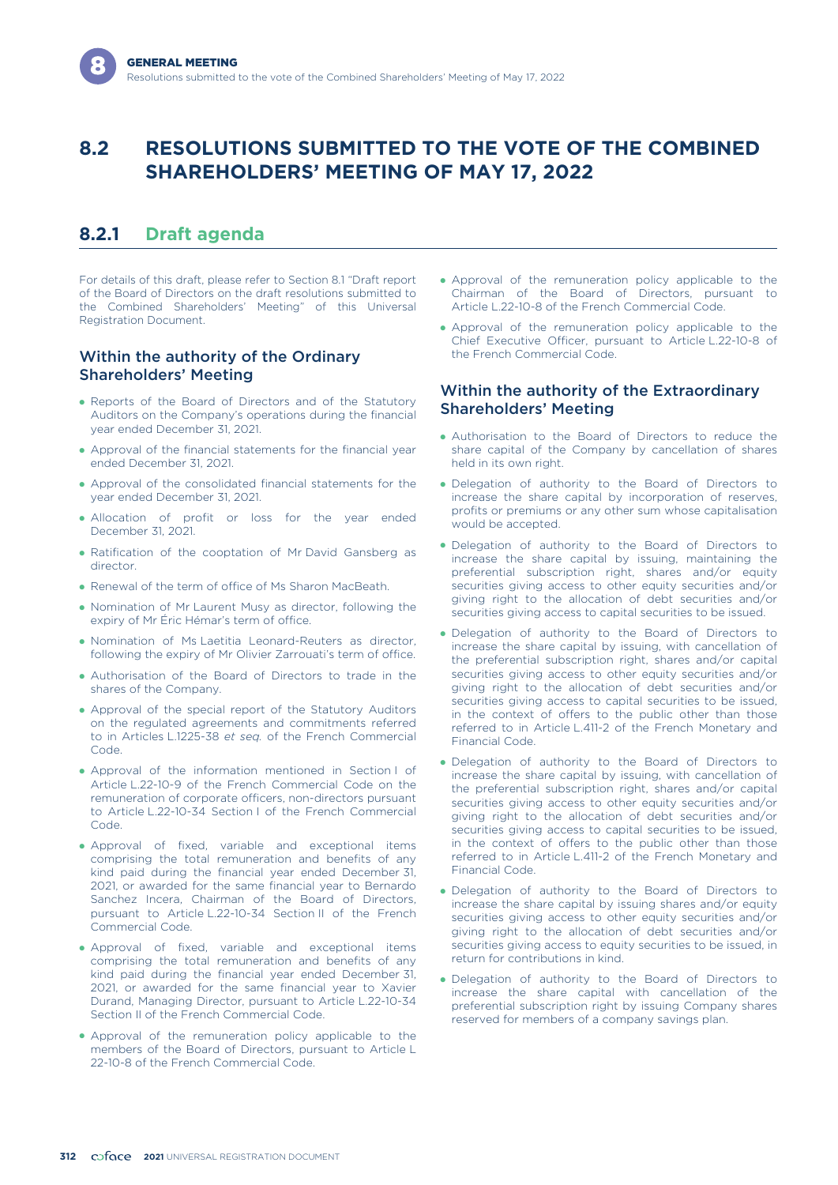## 8.2 RESOLUTIONS SUBMITTED TO THE VOTE OF THE COMBINED SHAREHOLDERS' MEETING OF MAY 17, 2022

### 8.2.1 Draft agenda

For details of this draft, please refer to Section 8.1 "Draft report of the Board of Directors on the draft resolutions submitted to the Combined Shareholders' Meeting" of this Universal Registration Document.

#### Within the authority of the Ordinary Shareholders' Meeting

- Reports of the Board of Directors and of the Statutory Auditors on the Company's operations during the financial year ended December 31, 2021.
- Approval of the financial statements for the financial year ended December 31, 2021.
- Approval of the consolidated financial statements for the year ended December 31, 2021.
- Allocation of profit or loss for the year ended December 31, 2021.
- Ratification of the cooptation of Mr David Gansberg as director.
- Renewal of the term of office of Ms Sharon MacBeath.
- Nomination of Mr Laurent Musy as director, following the expiry of Mr Éric Hémar's term of office.
- Nomination of Ms Laetitia Leonard-Reuters as director, following the expiry of Mr Olivier Zarrouati's term of office.
- Authorisation of the Board of Directors to trade in the shares of the Company.
- Approval of the special report of the Statutory Auditors on the regulated agreements and commitments referred to in Articles L.1225-38 *et seq.* of the French Commercial Code.
- Approval of the information mentioned in Section I of Article L.22-10-9 of the French Commercial Code on the remuneration of corporate officers, non-directors pursuant to Article L.22-10-34 Section I of the French Commercial Code.
- Approval of fixed, variable and exceptional items comprising the total remuneration and benefits of any kind paid during the financial year ended December 31, 2021, or awarded for the same financial year to Bernardo Sanchez Incera, Chairman of the Board of Directors, pursuant to Article L.22-10-34 Section II of the French Commercial Code.
- Approval of fixed, variable and exceptional items comprising the total remuneration and benefits of any kind paid during the financial year ended December 31, 2021, or awarded for the same financial year to Xavier Durand, Managing Director, pursuant to Article L.22-10-34 Section II of the French Commercial Code.
- Approval of the remuneration policy applicable to the members of the Board of Directors, pursuant to Article L 22-10-8 of the French Commercial Code.
- Approval of the remuneration policy applicable to the Chairman of the Board of Directors, pursuant to Article L.22-10-8 of the French Commercial Code.
- Approval of the remuneration policy applicable to the Chief Executive Officer, pursuant to Article L.22-10-8 of the French Commercial Code.

#### Within the authority of the Extraordinary Shareholders' Meeting

- Authorisation to the Board of Directors to reduce the share capital of the Company by cancellation of shares held in its own right.
- Delegation of authority to the Board of Directors to increase the share capital by incorporation of reserves, profits or premiums or any other sum whose capitalisation would be accepted.
- Delegation of authority to the Board of Directors to increase the share capital by issuing, maintaining the preferential subscription right, shares and/or equity securities giving access to other equity securities and/or giving right to the allocation of debt securities and/or securities giving access to capital securities to be issued.
- Delegation of authority to the Board of Directors to increase the share capital by issuing, with cancellation of the preferential subscription right, shares and/or capital securities giving access to other equity securities and/or giving right to the allocation of debt securities and/or securities giving access to capital securities to be issued, in the context of offers to the public other than those referred to in Article L.411-2 of the French Monetary and Financial Code.
- Delegation of authority to the Board of Directors to increase the share capital by issuing, with cancellation of the preferential subscription right, shares and/or capital securities giving access to other equity securities and/or giving right to the allocation of debt securities and/or securities giving access to capital securities to be issued, in the context of offers to the public other than those referred to in Article L.411-2 of the French Monetary and Financial Code.
- Delegation of authority to the Board of Directors to increase the share capital by issuing shares and/or equity securities giving access to other equity securities and/or giving right to the allocation of debt securities and/or securities giving access to equity securities to be issued, in return for contributions in kind.
- Delegation of authority to the Board of Directors to increase the share capital with cancellation of the preferential subscription right by issuing Company shares reserved for members of a company savings plan.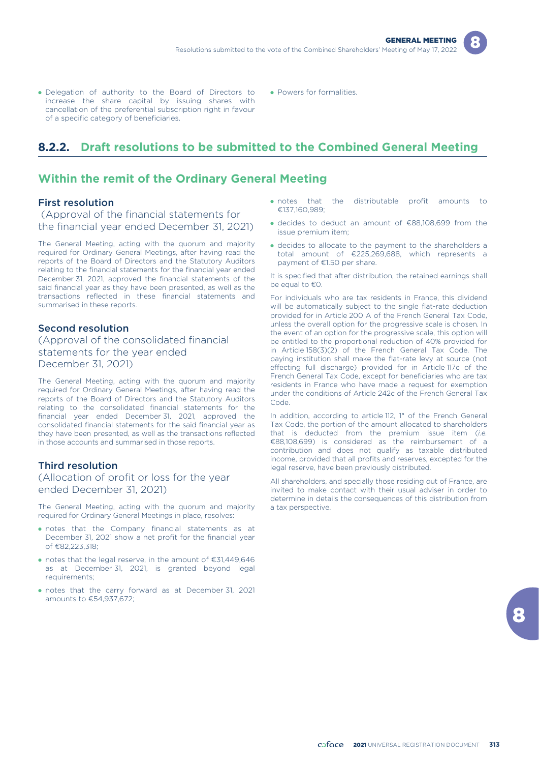- Delegation of authority to the Board of Directors to increase the share capital by issuing shares with cancellation of the preferential subscription right in favour of a specific category of beneficiaries.
- Powers for formalities.

## 8.2.2. Draft resolutions to be submitted to the Combined General Meeting

## Within the remit of the Ordinary General Meeting

### First resolution

(Approval of the financial statements for the financial year ended December 31, 2021)

The General Meeting, acting with the quorum and majority required for Ordinary General Meetings, after having read the reports of the Board of Directors and the Statutory Auditors relating to the financial statements for the financial year ended December 31, 2021, approved the financial statements of the said financial year as they have been presented, as well as the transactions reflected in these financial statements and summarised in these reports.

### Second resolution

(Approval of the consolidated financial statements for the year ended December 31, 2021)

The General Meeting, acting with the quorum and majority required for Ordinary General Meetings, after having read the reports of the Board of Directors and the Statutory Auditors relating to the consolidated financial statements for the financial year ended December 31, 2021, approved the consolidated financial statements for the said financial year as they have been presented, as well as the transactions reflected in those accounts and summarised in those reports.

### Third resolution

(Allocation of profit or loss for the year ended December 31, 2021)

The General Meeting, acting with the quorum and majority required for Ordinary General Meetings in place, resolves:

- notes that the Company financial statements as at December 31, 2021 show a net profit for the financial year of €82,223,318;
- notes that the legal reserve, in the amount of €31,449,646 as at December 31, 2021, is granted beyond legal requirements;
- notes that the carry forward as at December 31, 2021 amounts to €54,937,672;
- notes that the distributable profit amounts to €137,160,989;
- decides to deduct an amount of €88,108,699 from the issue premium item;
- decides to allocate to the payment to the shareholders a total amount of €225,269,688, which represents a payment of €1.50 per share.

It is specified that after distribution, the retained earnings shall be equal to €0.

For individuals who are tax residents in France, this dividend will be automatically subject to the single flat-rate deduction provided for in Article 200 A of the French General Tax Code, unless the overall option for the progressive scale is chosen. In the event of an option for the progressive scale, this option will be entitled to the proportional reduction of 40% provided for in Article 158(3)(2) of the French General Tax Code. The paying institution shall make the flat-rate levy at source (not effecting full discharge) provided for in Article 117c of the French General Tax Code, except for beneficiaries who are tax residents in France who have made a request for exemption under the conditions of Article 242c of the French General Tax Code.

In addition, according to article 112, 1° of the French General Tax Code, the portion of the amount allocated to shareholders that is deducted from the premium issue item (*i.e.* €88,108,699) is considered as the reimbursement of a contribution and does not qualify as taxable distributed income, provided that all profits and reserves, excepted for the legal reserve, have been previously distributed.

All shareholders, and specially those residing out of France, are invited to make contact with their usual adviser in order to determine in details the consequences of this distribution from a tax perspective.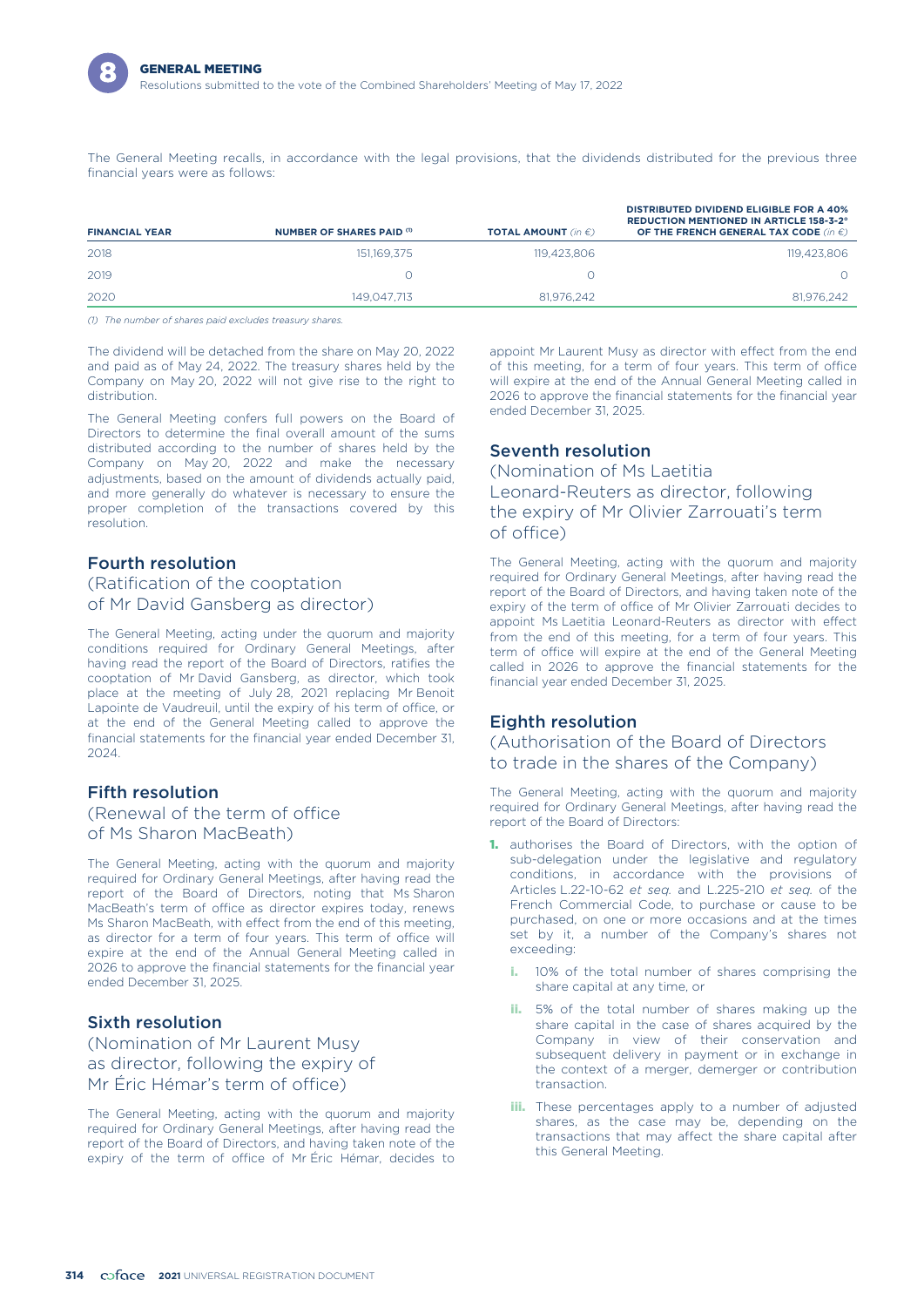The General Meeting recalls, in accordance with the legal provisions, that the dividends distributed for the previous three financial years were as follows:

| FINANCIAL YEAR | NUMBER OF SHARES PAID (1) | TOTAL AMOUNT (in €) | DISTRIBUTED DIVIDEND ELIGIBLE FOR A 40% REDUCTION MENTIONED IN ARTICLE 158-3-2° OF THE FRENCH GENERAL TAX CODE (in €) |
|---|---|---|---|
| 2018 | 151,169,375 | 119,423,806 | 119,423,806 |
| 2019 | 0 | 0 | 0 |
| 2020 | 149,047,713 | 81,976,242 | 81,976,242 |

(1) *The number of shares paid excludes treasury shares.*

The dividend will be detached from the share on May 20, 2022 and paid as of May 24, 2022. The treasury shares held by the Company on May 20, 2022 will not give rise to the right to distribution.

The General Meeting confers full powers on the Board of Directors to determine the final overall amount of the sums distributed according to the number of shares held by the Company on May 20, 2022 and make the necessary adjustments, based on the amount of dividends actually paid, and more generally do whatever is necessary to ensure the proper completion of the transactions covered by this resolution.

## Fourth resolution

### (Ratification of the cooptation of Mr David Gansberg as director)

The General Meeting, acting under the quorum and majority conditions required for Ordinary General Meetings, after having read the report of the Board of Directors, ratifies the cooptation of Mr David Gansberg, as director, which took place at the meeting of July 28, 2021 replacing Mr Benoit Lapointe de Vaudreuil, until the expiry of his term of office, or at the end of the General Meeting called to approve the financial statements for the financial year ended December 31, 2024.

## Fifth resolution

### (Renewal of the term of office of Ms Sharon MacBeath)

The General Meeting, acting with the quorum and majority required for Ordinary General Meetings, after having read the report of the Board of Directors, noting that Ms Sharon MacBeath's term of office as director expires today, renews Ms Sharon MacBeath, with effect from the end of this meeting, as director for a term of four years. This term of office will expire at the end of the Annual General Meeting called in 2026 to approve the financial statements for the financial year ended December 31, 2025.

## Sixth resolution

### (Nomination of Mr Laurent Musy as director, following the expiry of Mr Éric Hémar's term of office)

The General Meeting, acting with the quorum and majority required for Ordinary General Meetings, after having read the report of the Board of Directors, and having taken note of the expiry of the term of office of Mr Éric Hémar, decides to appoint Mr Laurent Musy as director with effect from the end of this meeting, for a term of four years. This term of office will expire at the end of the Annual General Meeting called in 2026 to approve the financial statements for the financial year ended December 31, 2025.

## Seventh resolution

### (Nomination of Ms Laetitia Leonard-Reuters as director, following the expiry of Mr Olivier Zarrouati's term of office)

The General Meeting, acting with the quorum and majority required for Ordinary General Meetings, after having read the report of the Board of Directors, and having taken note of the expiry of the term of office of Mr Olivier Zarrouati decides to appoint Ms Laetitia Leonard-Reuters as director with effect from the end of this meeting, for a term of four years. This term of office will expire at the end of the General Meeting called in 2026 to approve the financial statements for the financial year ended December 31, 2025.

## Eighth resolution

### (Authorisation of the Board of Directors to trade in the shares of the Company)

The General Meeting, acting with the quorum and majority required for Ordinary General Meetings, after having read the report of the Board of Directors:

1. authorises the Board of Directors, with the option of sub-delegation under the legislative and regulatory conditions, in accordance with the provisions of Articles L.22-10-62 *et seq.* and L.225-210 *et seq.* of the French Commercial Code, to purchase or cause to be purchased, on one or more occasions and at the times set by it, a number of the Company's shares not exceeding:
   - i. 10% of the total number of shares comprising the share capital at any time, or
   - ii. 5% of the total number of shares making up the share capital in the case of shares acquired by the Company in view of their conservation and subsequent delivery in payment or in exchange in the context of a merger, demerger or contribution transaction.
   - iii. These percentages apply to a number of adjusted shares, as the case may be, depending on the transactions that may affect the share capital after this General Meeting.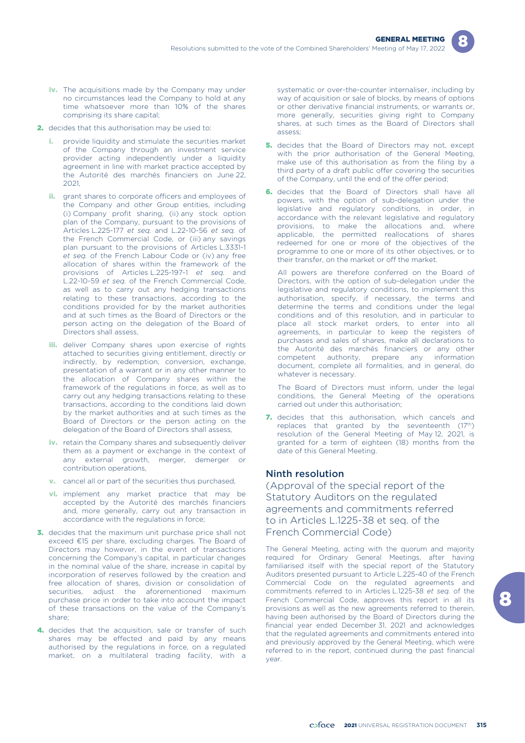iv. The acquisitions made by the Company may under no circumstances lead the Company to hold at any time whatsoever more than 10% of the shares comprising its share capital;

2. decides that this authorisation may be used to:

   i. provide liquidity and stimulate the securities market of the Company through an investment service provider acting independently under a liquidity agreement in line with market practice accepted by the Autorité des marchés financiers on June 22, 2021,

   ii. grant shares to corporate officers and employees of the Company and other Group entities, including (i) Company profit sharing, (ii) any stock option plan of the Company, pursuant to the provisions of Articles L.225-177 *et seq.* and L.22-10-56 *et seq.* of the French Commercial Code, or (iii) any savings plan pursuant to the provisions of Articles L.3331-1 *et seq.* of the French Labour Code or (iv) any free allocation of shares within the framework of the provisions of Articles L.225-197-1 *et seq.* and L.22-10-59 *et seq.* of the French Commercial Code, as well as to carry out any hedging transactions relating to these transactions, according to the conditions provided for by the market authorities and at such times as the Board of Directors or the person acting on the delegation of the Board of Directors shall assess,

   iii. deliver Company shares upon exercise of rights attached to securities giving entitlement, directly or indirectly, by redemption, conversion, exchange, presentation of a warrant or in any other manner to the allocation of Company shares within the framework of the regulations in force, as well as to carry out any hedging transactions relating to these transactions, according to the conditions laid down by the market authorities and at such times as the Board of Directors or the person acting on the delegation of the Board of Directors shall assess,

   iv. retain the Company shares and subsequently deliver them as a payment or exchange in the context of any external growth, merger, demerger or contribution operations,

   v. cancel all or part of the securities thus purchased,

   vi. implement any market practice that may be accepted by the Autorité des marchés financiers and, more generally, carry out any transaction in accordance with the regulations in force;

3. decides that the maximum unit purchase price shall not exceed €15 per share, excluding charges. The Board of Directors may however, in the event of transactions concerning the Company's capital, in particular changes in the nominal value of the share, increase in capital by incorporation of reserves followed by the creation and free allocation of shares, division or consolidation of securities, adjust the aforementioned maximum purchase price in order to take into account the impact of these transactions on the value of the Company's share;

4. decides that the acquisition, sale or transfer of such shares may be effected and paid by any means authorised by the regulations in force, on a regulated market, on a multilateral trading facility, with a systematic or over-the-counter internaliser, including by way of acquisition or sale of blocks, by means of options or other derivative financial instruments, or warrants or, more generally, securities giving right to Company shares, at such times as the Board of Directors shall assess;

5. decides that the Board of Directors may not, except with the prior authorisation of the General Meeting, make use of this authorisation as from the filing by a third party of a draft public offer covering the securities of the Company, until the end of the offer period;

6. decides that the Board of Directors shall have all powers, with the option of sub-delegation under the legislative and regulatory conditions, in order, in accordance with the relevant legislative and regulatory provisions, to make the allocations and, where applicable, the permitted reallocations of shares redeemed for one or more of the objectives of the programme to one or more of its other objectives, or to their transfer, on the market or off the market.

   All powers are therefore conferred on the Board of Directors, with the option of sub-delegation under the legislative and regulatory conditions, to implement this authorisation, specify, if necessary, the terms and determine the terms and conditions under the legal conditions and of this resolution, and in particular to place all stock market orders, to enter into all agreements, in particular to keep the registers of purchases and sales of shares, make all declarations to the Autorité des marchés financiers or any other competent authority, prepare any information document, complete all formalities, and in general, do whatever is necessary.

   The Board of Directors must inform, under the legal conditions, the General Meeting of the operations carried out under this authorisation;

7. decides that this authorisation, which cancels and replaces that granted by the seventeenth (17th) resolution of the General Meeting of May 12, 2021, is granted for a term of eighteen (18) months from the date of this General Meeting.

## Ninth resolution

### (Approval of the special report of the Statutory Auditors on the regulated agreements and commitments referred to in Articles L.1225-38 et seq. of the French Commercial Code)

The General Meeting, acting with the quorum and majority required for Ordinary General Meetings, after having familiarised itself with the special report of the Statutory Auditors presented pursuant to Article L.225-40 of the French Commercial Code on the regulated agreements and commitments referred to in Articles L.1225-38 *et seq.* of the French Commercial Code, approves this report in all its provisions as well as the new agreements referred to therein, having been authorised by the Board of Directors during the financial year ended December 31, 2021 and acknowledges that the regulated agreements and commitments entered into and previously approved by the General Meeting, which were referred to in the report, continued during the past financial year.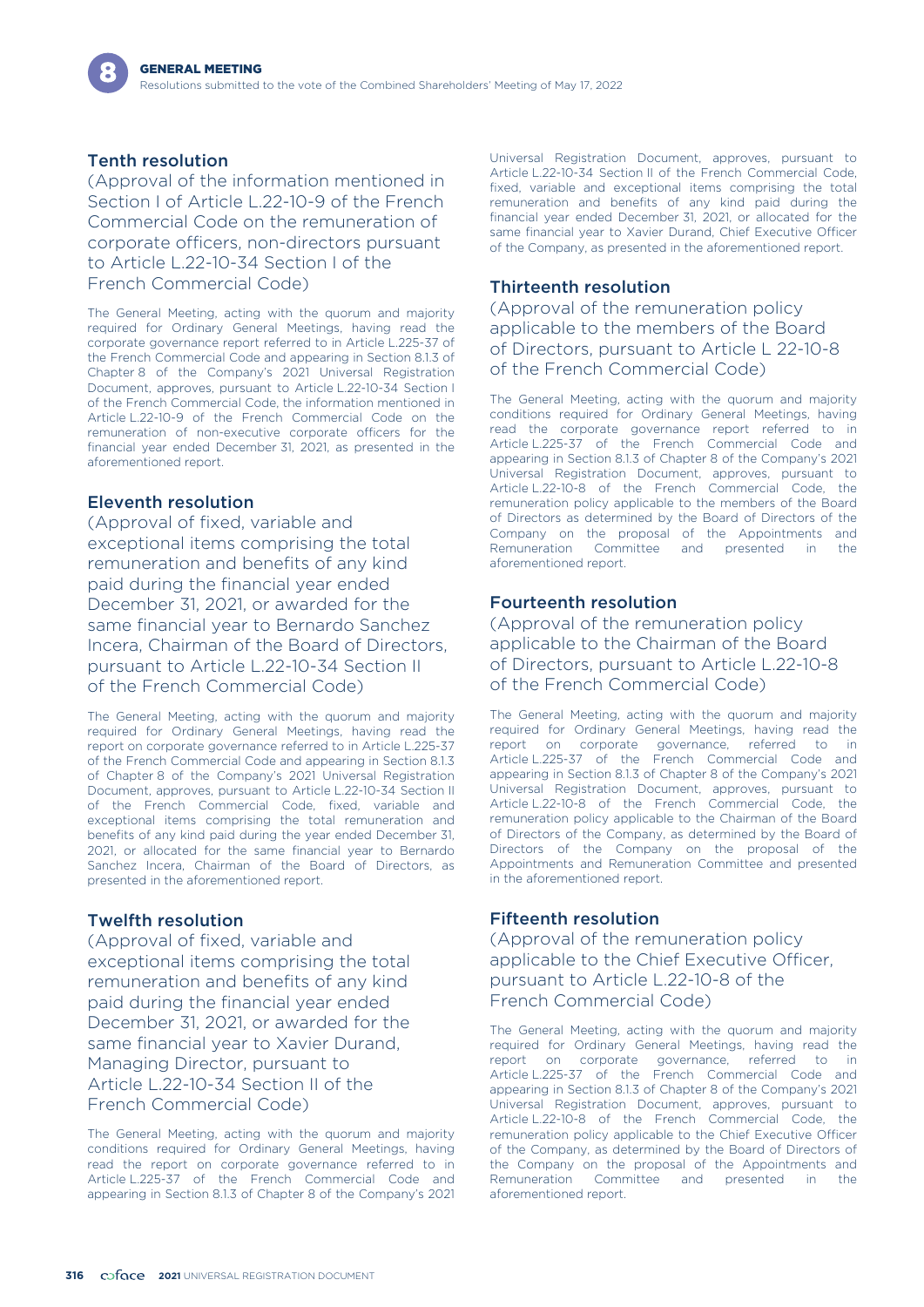### Tenth resolution

(Approval of the information mentioned in Section I of Article L.22-10-9 of the French Commercial Code on the remuneration of corporate officers, non-directors pursuant to Article L.22-10-34 Section I of the French Commercial Code)

The General Meeting, acting with the quorum and majority required for Ordinary General Meetings, having read the corporate governance report referred to in Article L.225-37 of the French Commercial Code and appearing in Section 8.1.3 of Chapter 8 of the Company's 2021 Universal Registration Document, approves, pursuant to Article L.22-10-34 Section I of the French Commercial Code, the information mentioned in Article L.22-10-9 of the French Commercial Code on the remuneration of non-executive corporate officers for the financial year ended December 31, 2021, as presented in the aforementioned report.

### Eleventh resolution

(Approval of fixed, variable and exceptional items comprising the total remuneration and benefits of any kind paid during the financial year ended December 31, 2021, or awarded for the same financial year to Bernardo Sanchez Incera, Chairman of the Board of Directors, pursuant to Article L.22-10-34 Section II of the French Commercial Code)

The General Meeting, acting with the quorum and majority required for Ordinary General Meetings, having read the report on corporate governance referred to in Article L.225-37 of the French Commercial Code and appearing in Section 8.1.3 of Chapter 8 of the Company's 2021 Universal Registration Document, approves, pursuant to Article L.22-10-34 Section II of the French Commercial Code, fixed, variable and exceptional items comprising the total remuneration and benefits of any kind paid during the year ended December 31, 2021, or allocated for the same financial year to Bernardo Sanchez Incera, Chairman of the Board of Directors, as presented in the aforementioned report.

### Twelfth resolution

(Approval of fixed, variable and exceptional items comprising the total remuneration and benefits of any kind paid during the financial year ended December 31, 2021, or awarded for the same financial year to Xavier Durand, Managing Director, pursuant to Article L.22-10-34 Section II of the French Commercial Code)

The General Meeting, acting with the quorum and majority conditions required for Ordinary General Meetings, having read the report on corporate governance referred to in Article L.225-37 of the French Commercial Code and appearing in Section 8.1.3 of Chapter 8 of the Company's 2021 Universal Registration Document, approves, pursuant to Article L.22-10-34 Section II of the French Commercial Code, fixed, variable and exceptional items comprising the total remuneration and benefits of any kind paid during the financial year ended December 31, 2021, or allocated for the same financial year to Xavier Durand, Chief Executive Officer of the Company, as presented in the aforementioned report.

### Thirteenth resolution

(Approval of the remuneration policy applicable to the members of the Board of Directors, pursuant to Article L 22-10-8 of the French Commercial Code)

The General Meeting, acting with the quorum and majority conditions required for Ordinary General Meetings, having read the corporate governance report referred to in Article L.225-37 of the French Commercial Code and appearing in Section 8.1.3 of Chapter 8 of the Company's 2021 Universal Registration Document, approves, pursuant to Article L.22-10-8 of the French Commercial Code, the remuneration policy applicable to the members of the Board of Directors as determined by the Board of Directors of the Company on the proposal of the Appointments and Remuneration Committee and presented in the aforementioned report.

### Fourteenth resolution

(Approval of the remuneration policy applicable to the Chairman of the Board of Directors, pursuant to Article L.22-10-8 of the French Commercial Code)

The General Meeting, acting with the quorum and majority required for Ordinary General Meetings, having read the report on corporate governance, referred to in Article L.225-37 of the French Commercial Code and appearing in Section 8.1.3 of Chapter 8 of the Company's 2021 Universal Registration Document, approves, pursuant to Article L.22-10-8 of the French Commercial Code, the remuneration policy applicable to the Chairman of the Board of Directors of the Company, as determined by the Board of Directors of the Company on the proposal of the Appointments and Remuneration Committee and presented in the aforementioned report.

### Fifteenth resolution

(Approval of the remuneration policy applicable to the Chief Executive Officer, pursuant to Article L.22-10-8 of the French Commercial Code)

The General Meeting, acting with the quorum and majority required for Ordinary General Meetings, having read the report on corporate governance, referred to in Article L.225-37 of the French Commercial Code and appearing in Section 8.1.3 of Chapter 8 of the Company's 2021 Universal Registration Document, approves, pursuant to Article L.22-10-8 of the French Commercial Code, the remuneration policy applicable to the Chief Executive Officer of the Company, as determined by the Board of Directors of the Company on the proposal of the Appointments and Remuneration Committee and presented in the aforementioned report.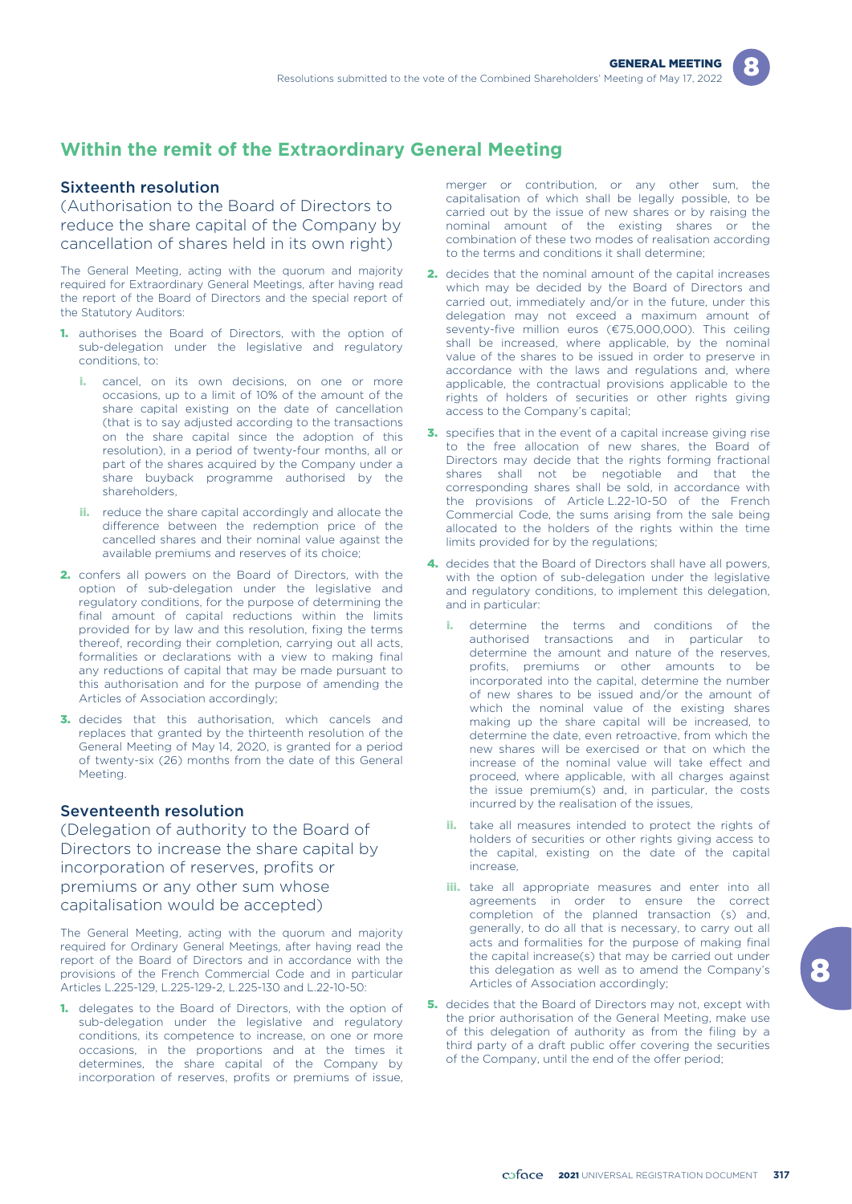## Within the remit of the Extraordinary General Meeting

### Sixteenth resolution

(Authorisation to the Board of Directors to reduce the share capital of the Company by cancellation of shares held in its own right)

The General Meeting, acting with the quorum and majority required for Extraordinary General Meetings, after having read the report of the Board of Directors and the special report of the Statutory Auditors:

1. authorises the Board of Directors, with the option of sub-delegation under the legislative and regulatory conditions, to:
   - i. cancel, on its own decisions, on one or more occasions, up to a limit of 10% of the amount of the share capital existing on the date of cancellation (that is to say adjusted according to the transactions on the share capital since the adoption of this resolution), in a period of twenty-four months, all or part of the shares acquired by the Company under a share buyback programme authorised by the shareholders,
   - ii. reduce the share capital accordingly and allocate the difference between the redemption price of the cancelled shares and their nominal value against the available premiums and reserves of its choice;
2. confers all powers on the Board of Directors, with the option of sub-delegation under the legislative and regulatory conditions, for the purpose of determining the final amount of capital reductions within the limits provided for by law and this resolution, fixing the terms thereof, recording their completion, carrying out all acts, formalities or declarations with a view to making final any reductions of capital that may be made pursuant to this authorisation and for the purpose of amending the Articles of Association accordingly;
3. decides that this authorisation, which cancels and replaces that granted by the thirteenth resolution of the General Meeting of May 14, 2020, is granted for a period of twenty-six (26) months from the date of this General Meeting.

### Seventeenth resolution

(Delegation of authority to the Board of Directors to increase the share capital by incorporation of reserves, profits or premiums or any other sum whose capitalisation would be accepted)

The General Meeting, acting with the quorum and majority required for Ordinary General Meetings, after having read the report of the Board of Directors and in accordance with the provisions of the French Commercial Code and in particular Articles L.225-129, L.225-129-2, L.225-130 and L.22-10-50:

1. delegates to the Board of Directors, with the option of sub-delegation under the legislative and regulatory conditions, its competence to increase, on one or more occasions, in the proportions and at the times it determines, the share capital of the Company by incorporation of reserves, profits or premiums of issue, merger or contribution, or any other sum, the capitalisation of which shall be legally possible, to be carried out by the issue of new shares or by raising the nominal amount of the existing shares or the combination of these two modes of realisation according to the terms and conditions it shall determine;
2. decides that the nominal amount of the capital increases which may be decided by the Board of Directors and carried out, immediately and/or in the future, under this delegation may not exceed a maximum amount of seventy-five million euros (€75,000,000). This ceiling shall be increased, where applicable, by the nominal value of the shares to be issued in order to preserve in accordance with the laws and regulations and, where applicable, the contractual provisions applicable to the rights of holders of securities or other rights giving access to the Company's capital;
3. specifies that in the event of a capital increase giving rise to the free allocation of new shares, the Board of Directors may decide that the rights forming fractional shares shall not be negotiable and that the corresponding shares shall be sold, in accordance with the provisions of Article L.22-10-50 of the French Commercial Code, the sums arising from the sale being allocated to the holders of the rights within the time limits provided for by the regulations;
4. decides that the Board of Directors shall have all powers, with the option of sub-delegation under the legislative and regulatory conditions, to implement this delegation, and in particular:
   - i. determine the terms and conditions of the authorised transactions and in particular to determine the amount and nature of the reserves, profits, premiums or other amounts to be incorporated into the capital, determine the number of new shares to be issued and/or the amount of which the nominal value of the existing shares making up the share capital will be increased, to determine the date, even retroactive, from which the new shares will be exercised or that on which the increase of the nominal value will take effect and proceed, where applicable, with all charges against the issue premium(s) and, in particular, the costs incurred by the realisation of the issues,
   - ii. take all measures intended to protect the rights of holders of securities or other rights giving access to the capital, existing on the date of the capital increase,
   - iii. take all appropriate measures and enter into all agreements in order to ensure the correct completion of the planned transaction (s) and, generally, to do all that is necessary, to carry out all acts and formalities for the purpose of making final the capital increase(s) that may be carried out under this delegation as well as to amend the Company's Articles of Association accordingly;
5. decides that the Board of Directors may not, except with the prior authorisation of the General Meeting, make use of this delegation of authority as from the filing by a third party of a draft public offer covering the securities of the Company, until the end of the offer period;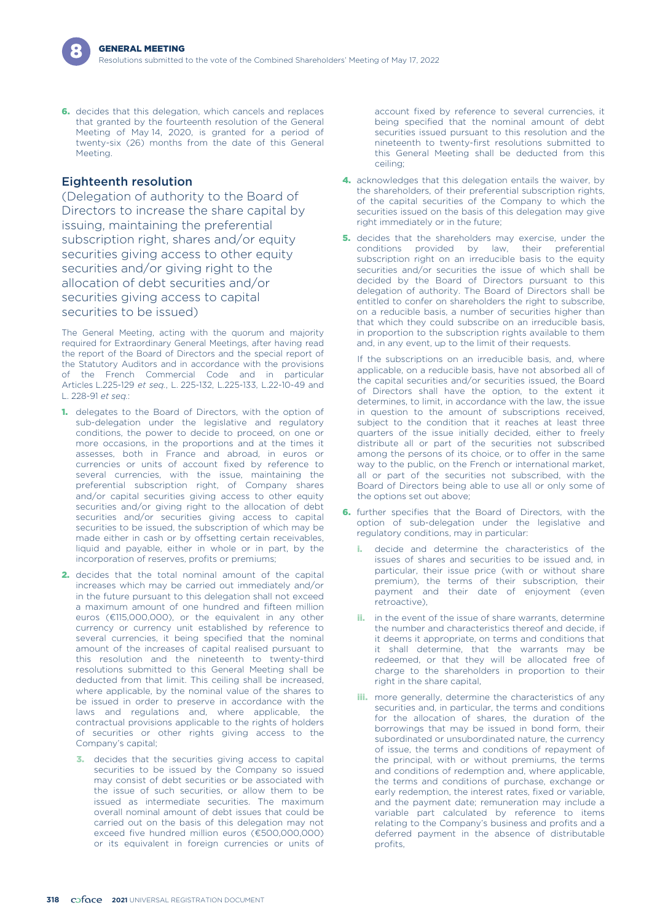6. decides that this delegation, which cancels and replaces that granted by the fourteenth resolution of the General Meeting of May 14, 2020, is granted for a period of twenty-six (26) months from the date of this General Meeting.

## Eighteenth resolution

(Delegation of authority to the Board of Directors to increase the share capital by issuing, maintaining the preferential subscription right, shares and/or equity securities giving access to other equity securities and/or giving right to the allocation of debt securities and/or securities giving access to capital securities to be issued)

The General Meeting, acting with the quorum and majority required for Extraordinary General Meetings, after having read the report of the Board of Directors and the special report of the Statutory Auditors and in accordance with the provisions of the French Commercial Code and in particular Articles L.225-129 *et seq.*, L. 225-132, L.225-133, L.22-10-49 and L. 228-91 *et seq.*:

1. delegates to the Board of Directors, with the option of sub-delegation under the legislative and regulatory conditions, the power to decide to proceed, on one or more occasions, in the proportions and at the times it assesses, both in France and abroad, in euros or currencies or units of account fixed by reference to several currencies, with the issue, maintaining the preferential subscription right, of Company shares and/or capital securities giving access to other equity securities and/or giving right to the allocation of debt securities and/or securities giving access to capital securities to be issued, the subscription of which may be made either in cash or by offsetting certain receivables, liquid and payable, either in whole or in part, by the incorporation of reserves, profits or premiums;

2. decides that the total nominal amount of the capital increases which may be carried out immediately and/or in the future pursuant to this delegation shall not exceed a maximum amount of one hundred and fifteen million euros (€115,000,000), or the equivalent in any other currency or currency unit established by reference to several currencies, it being specified that the nominal amount of the increases of capital realised pursuant to this resolution and the nineteenth to twenty-third resolutions submitted to this General Meeting shall be deducted from that limit. This ceiling shall be increased, where applicable, by the nominal value of the shares to be issued in order to preserve in accordance with the laws and regulations and, where applicable, the contractual provisions applicable to the rights of holders of securities or other rights giving access to the Company's capital;

3. decides that the securities giving access to capital securities to be issued by the Company so issued may consist of debt securities or be associated with the issue of such securities, or allow them to be issued as intermediate securities. The maximum overall nominal amount of debt issues that could be carried out on the basis of this delegation may not exceed five hundred million euros (€500,000,000) or its equivalent in foreign currencies or units of account fixed by reference to several currencies, it being specified that the nominal amount of debt securities issued pursuant to this resolution and the nineteenth to twenty-first resolutions submitted to this General Meeting shall be deducted from this ceiling;

4. acknowledges that this delegation entails the waiver, by the shareholders, of their preferential subscription rights, of the capital securities of the Company to which the securities issued on the basis of this delegation may give right immediately or in the future;

5. decides that the shareholders may exercise, under the conditions provided by law, their preferential subscription right on an irreducible basis to the equity securities and/or securities the issue of which shall be decided by the Board of Directors pursuant to this delegation of authority. The Board of Directors shall be entitled to confer on shareholders the right to subscribe, on a reducible basis, a number of securities higher than that which they could subscribe on an irreducible basis, in proportion to the subscription rights available to them and, in any event, up to the limit of their requests.

   If the subscriptions on an irreducible basis, and, where applicable, on a reducible basis, have not absorbed all of the capital securities and/or securities issued, the Board of Directors shall have the option, to the extent it determines, to limit, in accordance with the law, the issue in question to the amount of subscriptions received, subject to the condition that it reaches at least three quarters of the issue initially decided, either to freely distribute all or part of the securities not subscribed among the persons of its choice, or to offer in the same way to the public, on the French or international market, all or part of the securities not subscribed, with the Board of Directors being able to use all or only some of the options set out above;

6. further specifies that the Board of Directors, with the option of sub-delegation under the legislative and regulatory conditions, may in particular:

   i. decide and determine the characteristics of the issues of shares and securities to be issued and, in particular, their issue price (with or without share premium), the terms of their subscription, their payment and their date of enjoyment (even retroactive),

   ii. in the event of the issue of share warrants, determine the number and characteristics thereof and decide, if it deems it appropriate, on terms and conditions that it shall determine, that the warrants may be redeemed, or that they will be allocated free of charge to the shareholders in proportion to their right in the share capital,

   iii. more generally, determine the characteristics of any securities and, in particular, the terms and conditions for the allocation of shares, the duration of the borrowings that may be issued in bond form, their subordinated or unsubordinated nature, the currency of issue, the terms and conditions of repayment of the principal, with or without premiums, the terms and conditions of redemption and, where applicable, the terms and conditions of purchase, exchange or early redemption, the interest rates, fixed or variable, and the payment date; remuneration may include a variable part calculated by reference to items relating to the Company's business and profits and a deferred payment in the absence of distributable profits,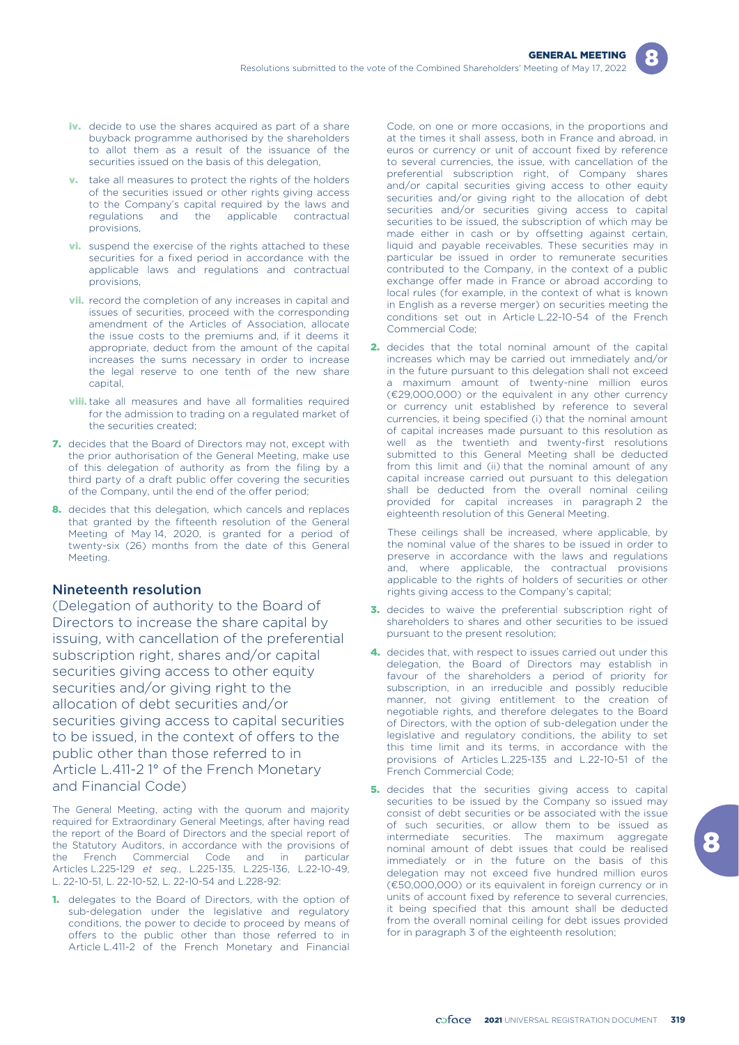iv. decide to use the shares acquired as part of a share buyback programme authorised by the shareholders to allot them as a result of the issuance of the securities issued on the basis of this delegation,

v. take all measures to protect the rights of the holders of the securities issued or other rights giving access to the Company's capital required by the laws and regulations and the applicable contractual provisions,

vi. suspend the exercise of the rights attached to these securities for a fixed period in accordance with the applicable laws and regulations and contractual provisions,

vii. record the completion of any increases in capital and issues of securities, proceed with the corresponding amendment of the Articles of Association, allocate the issue costs to the premiums and, if it deems it appropriate, deduct from the amount of the capital increases the sums necessary in order to increase the legal reserve to one tenth of the new share capital,

viii. take all measures and have all formalities required for the admission to trading on a regulated market of the securities created;

7. decides that the Board of Directors may not, except with the prior authorisation of the General Meeting, make use of this delegation of authority as from the filing by a third party of a draft public offer covering the securities of the Company, until the end of the offer period;

8. decides that this delegation, which cancels and replaces that granted by the fifteenth resolution of the General Meeting of May 14, 2020, is granted for a period of twenty-six (26) months from the date of this General Meeting.

## Nineteenth resolution

(Delegation of authority to the Board of Directors to increase the share capital by issuing, with cancellation of the preferential subscription right, shares and/or capital securities giving access to other equity securities and/or giving right to the allocation of debt securities and/or securities giving access to capital securities to be issued, in the context of offers to the public other than those referred to in Article L.411-2 1° of the French Monetary and Financial Code)

The General Meeting, acting with the quorum and majority required for Extraordinary General Meetings, after having read the report of the Board of Directors and the special report of the Statutory Auditors, in accordance with the provisions of the French Commercial Code and in particular Articles L.225-129 *et seq.*, L.225-135, L.225-136, L.22-10-49, L. 22-10-51, L. 22-10-52, L. 22-10-54 and L.228-92:

1. delegates to the Board of Directors, with the option of sub-delegation under the legislative and regulatory conditions, the power to decide to proceed by means of offers to the public other than those referred to in Article L.411-2 of the French Monetary and Financial Code, on one or more occasions, in the proportions and at the times it shall assess, both in France and abroad, in euros or currency or unit of account fixed by reference to several currencies, the issue, with cancellation of the preferential subscription right, of Company shares and/or capital securities giving access to other equity securities and/or giving right to the allocation of debt securities and/or securities giving access to capital securities to be issued, the subscription of which may be made either in cash or by offsetting against certain, liquid and payable receivables. These securities may in particular be issued in order to remunerate securities contributed to the Company, in the context of a public exchange offer made in France or abroad according to local rules (for example, in the context of what is known in English as a reverse merger) on securities meeting the conditions set out in Article L.22-10-54 of the French Commercial Code;

2. decides that the total nominal amount of the capital increases which may be carried out immediately and/or in the future pursuant to this delegation shall not exceed a maximum amount of twenty-nine million euros (€29,000,000) or the equivalent in any other currency or currency unit established by reference to several currencies, it being specified (i) that the nominal amount of capital increases made pursuant to this resolution as well as the twentieth and twenty-first resolutions submitted to this General Meeting shall be deducted from this limit and (ii) that the nominal amount of any capital increase carried out pursuant to this delegation shall be deducted from the overall nominal ceiling provided for capital increases in paragraph 2 the eighteenth resolution of this General Meeting.

   These ceilings shall be increased, where applicable, by the nominal value of the shares to be issued in order to preserve in accordance with the laws and regulations and, where applicable, the contractual provisions applicable to the rights of holders of securities or other rights giving access to the Company's capital;

3. decides to waive the preferential subscription right of shareholders to shares and other securities to be issued pursuant to the present resolution;

4. decides that, with respect to issues carried out under this delegation, the Board of Directors may establish in favour of the shareholders a period of priority for subscription, in an irreducible and possibly reducible manner, not giving entitlement to the creation of negotiable rights, and therefore delegates to the Board of Directors, with the option of sub-delegation under the legislative and regulatory conditions, the ability to set this time limit and its terms, in accordance with the provisions of Articles L.225-135 and L.22-10-51 of the French Commercial Code;

5. decides that the securities giving access to capital securities to be issued by the Company so issued may consist of debt securities or be associated with the issue of such securities, or allow them to be issued as intermediate securities. The maximum aggregate nominal amount of debt issues that could be realised immediately or in the future on the basis of this delegation may not exceed five hundred million euros (€50,000,000) or its equivalent in foreign currency or in units of account fixed by reference to several currencies, it being specified that this amount shall be deducted from the overall nominal ceiling for debt issues provided for in paragraph 3 of the eighteenth resolution;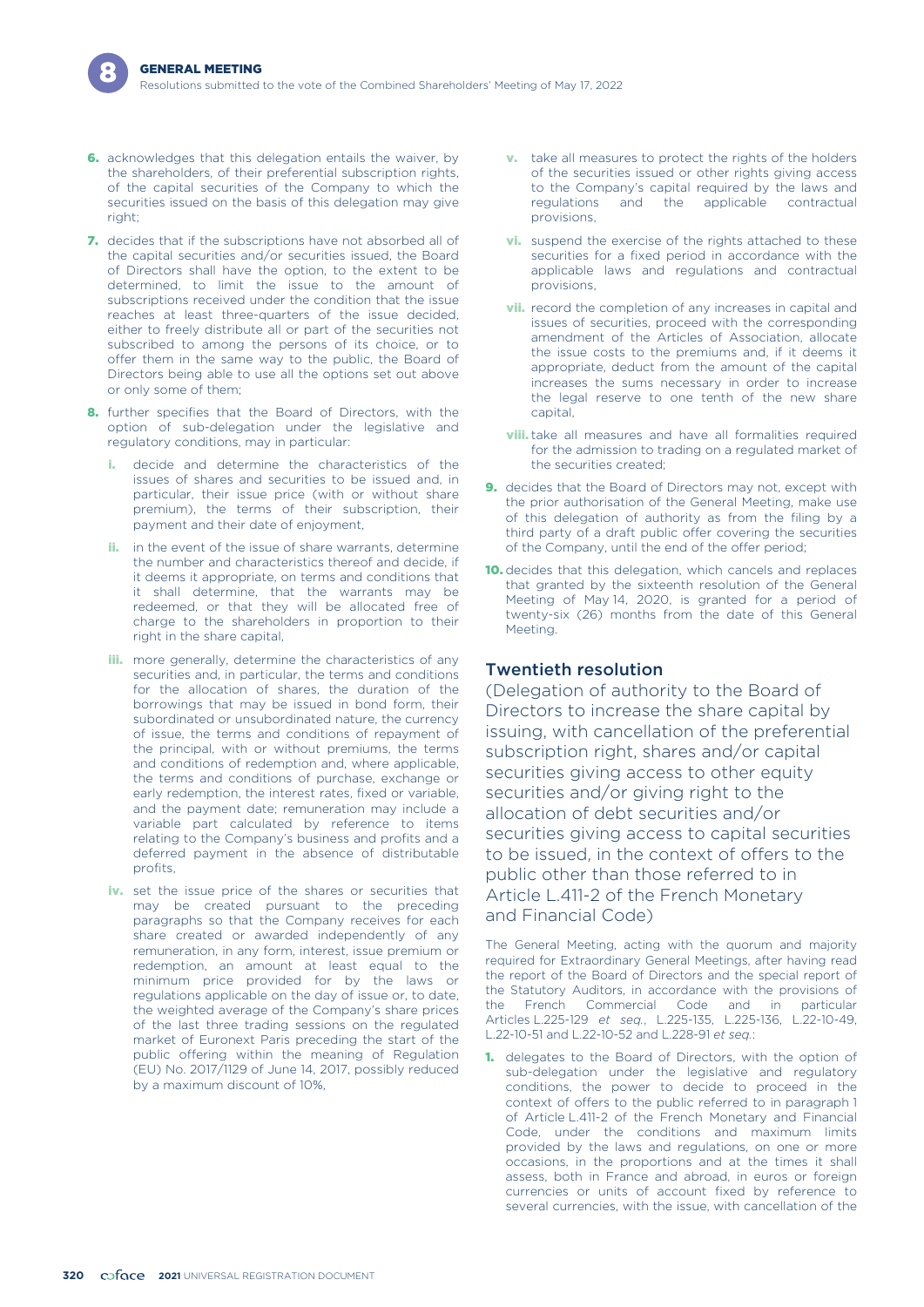6. acknowledges that this delegation entails the waiver, by the shareholders, of their preferential subscription rights, of the capital securities of the Company to which the securities issued on the basis of this delegation may give right;
7. decides that if the subscriptions have not absorbed all of the capital securities and/or securities issued, the Board of Directors shall have the option, to the extent to be determined, to limit the issue to the amount of subscriptions received under the condition that the issue reaches at least three-quarters of the issue decided, either to freely distribute all or part of the securities not subscribed to among the persons of its choice, or to offer them in the same way to the public, the Board of Directors being able to use all the options set out above or only some of them;
8. further specifies that the Board of Directors, with the option of sub-delegation under the legislative and regulatory conditions, may in particular:
   - i. decide and determine the characteristics of the issues of shares and securities to be issued and, in particular, their issue price (with or without share premium), the terms of their subscription, their payment and their date of enjoyment,
   - ii. in the event of the issue of share warrants, determine the number and characteristics thereof and decide, if it deems it appropriate, on terms and conditions that it shall determine, that the warrants may be redeemed, or that they will be allocated free of charge to the shareholders in proportion to their right in the share capital,
   - iii. more generally, determine the characteristics of any securities and, in particular, the terms and conditions for the allocation of shares, the duration of the borrowings that may be issued in bond form, their subordinated or unsubordinated nature, the currency of issue, the terms and conditions of repayment of the principal, with or without premiums, the terms and conditions of redemption and, where applicable, the terms and conditions of purchase, exchange or early redemption, the interest rates, fixed or variable, and the payment date; remuneration may include a variable part calculated by reference to items relating to the Company's business and profits and a deferred payment in the absence of distributable profits,
   - iv. set the issue price of the shares or securities that may be created pursuant to the preceding paragraphs so that the Company receives for each share created or awarded independently of any remuneration, in any form, interest, issue premium or redemption, an amount at least equal to the minimum price provided for by the laws or regulations applicable on the day of issue or, to date, the weighted average of the Company's share prices of the last three trading sessions on the regulated market of Euronext Paris preceding the start of the public offering within the meaning of Regulation (EU) No. 2017/1129 of June 14, 2017, possibly reduced by a maximum discount of 10%,
   - v. take all measures to protect the rights of the holders of the securities issued or other rights giving access to the Company's capital required by the laws and regulations and the applicable contractual provisions,
   - vi. suspend the exercise of the rights attached to these securities for a fixed period in accordance with the applicable laws and regulations and contractual provisions,
   - vii. record the completion of any increases in capital and issues of securities, proceed with the corresponding amendment of the Articles of Association, allocate the issue costs to the premiums and, if it deems it appropriate, deduct from the amount of the capital increases the sums necessary in order to increase the legal reserve to one tenth of the new share capital,
   - viii. take all measures and have all formalities required for the admission to trading on a regulated market of the securities created;
9. decides that the Board of Directors may not, except with the prior authorisation of the General Meeting, make use of this delegation of authority as from the filing by a third party of a draft public offer covering the securities of the Company, until the end of the offer period;
10. decides that this delegation, which cancels and replaces that granted by the sixteenth resolution of the General Meeting of May 14, 2020, is granted for a period of twenty-six (26) months from the date of this General Meeting.

## Twentieth resolution

(Delegation of authority to the Board of Directors to increase the share capital by issuing, with cancellation of the preferential subscription right, shares and/or capital securities giving access to other equity securities and/or giving right to the allocation of debt securities and/or securities giving access to capital securities to be issued, in the context of offers to the public other than those referred to in Article L.411-2 of the French Monetary and Financial Code)

The General Meeting, acting with the quorum and majority required for Extraordinary General Meetings, after having read the report of the Board of Directors and the special report of the Statutory Auditors, in accordance with the provisions of the French Commercial Code and in particular Articles L.225-129 *et seq.*, L.225-135, L.225-136, L.22-10-49, L.22-10-51 and L.22-10-52 and L.228-91 *et seq.*:

1. delegates to the Board of Directors, with the option of sub-delegation under the legislative and regulatory conditions, the power to decide to proceed in the context of offers to the public referred to in paragraph 1 of Article L.411-2 of the French Monetary and Financial Code, under the conditions and maximum limits provided by the laws and regulations, on one or more occasions, in the proportions and at the times it shall assess, both in France and abroad, in euros or foreign currencies or units of account fixed by reference to several currencies, with the issue, with cancellation of the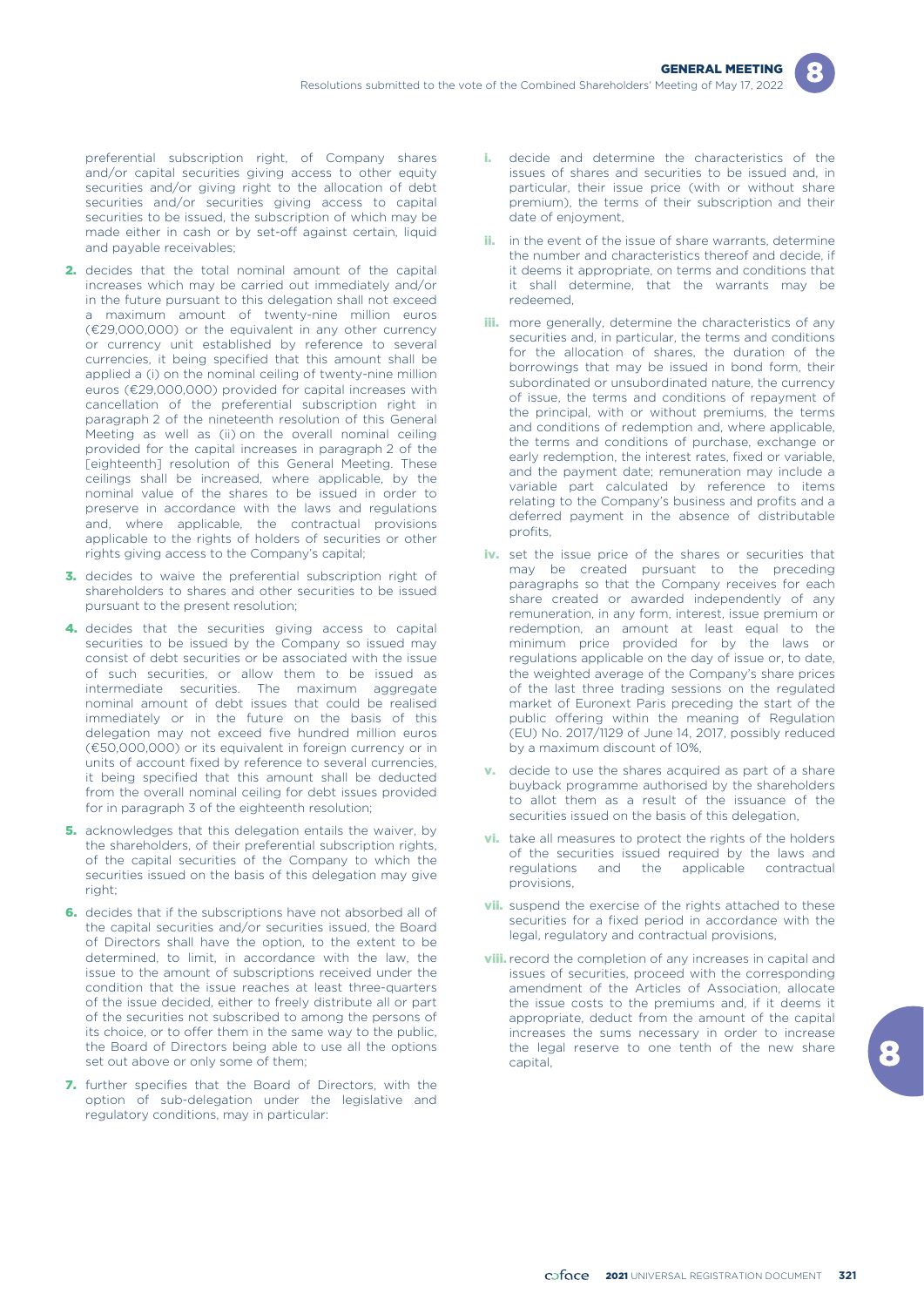preferential subscription right, of Company shares and/or capital securities giving access to other equity securities and/or giving right to the allocation of debt securities and/or securities giving access to capital securities to be issued, the subscription of which may be made either in cash or by set-off against certain, liquid and payable receivables;

2. decides that the total nominal amount of the capital increases which may be carried out immediately and/or in the future pursuant to this delegation shall not exceed a maximum amount of twenty-nine million euros (€29,000,000) or the equivalent in any other currency or currency unit established by reference to several currencies, it being specified that this amount shall be applied a (i) on the nominal ceiling of twenty-nine million euros (€29,000,000) provided for capital increases with cancellation of the preferential subscription right in paragraph 2 of the nineteenth resolution of this General Meeting as well as (ii) on the overall nominal ceiling provided for the capital increases in paragraph 2 of the [eighteenth] resolution of this General Meeting. These ceilings shall be increased, where applicable, by the nominal value of the shares to be issued in order to preserve in accordance with the laws and regulations and, where applicable, the contractual provisions applicable to the rights of holders of securities or other rights giving access to the Company's capital;

3. decides to waive the preferential subscription right of shareholders to shares and other securities to be issued pursuant to the present resolution;

4. decides that the securities giving access to capital securities to be issued by the Company so issued may consist of debt securities or be associated with the issue of such securities, or allow them to be issued as intermediate securities. The maximum aggregate nominal amount of debt issues that could be realised immediately or in the future on the basis of this delegation may not exceed five hundred million euros (€50,000,000) or its equivalent in foreign currency or in units of account fixed by reference to several currencies, it being specified that this amount shall be deducted from the overall nominal ceiling for debt issues provided for in paragraph 3 of the eighteenth resolution;

5. acknowledges that this delegation entails the waiver, by the shareholders, of their preferential subscription rights, of the capital securities of the Company to which the securities issued on the basis of this delegation may give right;

6. decides that if the subscriptions have not absorbed all of the capital securities and/or securities issued, the Board of Directors shall have the option, to the extent to be determined, to limit, in accordance with the law, the issue to the amount of subscriptions received under the condition that the issue reaches at least three-quarters of the issue decided, either to freely distribute all or part of the securities not subscribed to among the persons of its choice, or to offer them in the same way to the public, the Board of Directors being able to use all the options set out above or only some of them;

7. further specifies that the Board of Directors, with the option of sub-delegation under the legislative and regulatory conditions, may in particular:

   i. decide and determine the characteristics of the issues of shares and securities to be issued and, in particular, their issue price (with or without share premium), the terms of their subscription and their date of enjoyment,

   ii. in the event of the issue of share warrants, determine the number and characteristics thereof and decide, if it deems it appropriate, on terms and conditions that it shall determine, that the warrants may be redeemed,

   iii. more generally, determine the characteristics of any securities and, in particular, the terms and conditions for the allocation of shares, the duration of the borrowings that may be issued in bond form, their subordinated or unsubordinated nature, the currency of issue, the terms and conditions of repayment of the principal, with or without premiums, the terms and conditions of redemption and, where applicable, the terms and conditions of purchase, exchange or early redemption, the interest rates, fixed or variable, and the payment date; remuneration may include a variable part calculated by reference to items relating to the Company's business and profits and a deferred payment in the absence of distributable profits,

   iv. set the issue price of the shares or securities that may be created pursuant to the preceding paragraphs so that the Company receives for each share created or awarded independently of any remuneration, in any form, interest, issue premium or redemption, an amount at least equal to the minimum price provided for by the laws or regulations applicable on the day of issue or, to date, the weighted average of the Company's share prices of the last three trading sessions on the regulated market of Euronext Paris preceding the start of the public offering within the meaning of Regulation (EU) No. 2017/1129 of June 14, 2017, possibly reduced by a maximum discount of 10%,

   v. decide to use the shares acquired as part of a share buyback programme authorised by the shareholders to allot them as a result of the issuance of the securities issued on the basis of this delegation,

   vi. take all measures to protect the rights of the holders of the securities issued required by the laws and regulations and the applicable contractual provisions,

   vii. suspend the exercise of the rights attached to these securities for a fixed period in accordance with the legal, regulatory and contractual provisions,

   viii. record the completion of any increases in capital and issues of securities, proceed with the corresponding amendment of the Articles of Association, allocate the issue costs to the premiums and, if it deems it appropriate, deduct from the amount of the capital increases the sums necessary in order to increase the legal reserve to one tenth of the new share capital,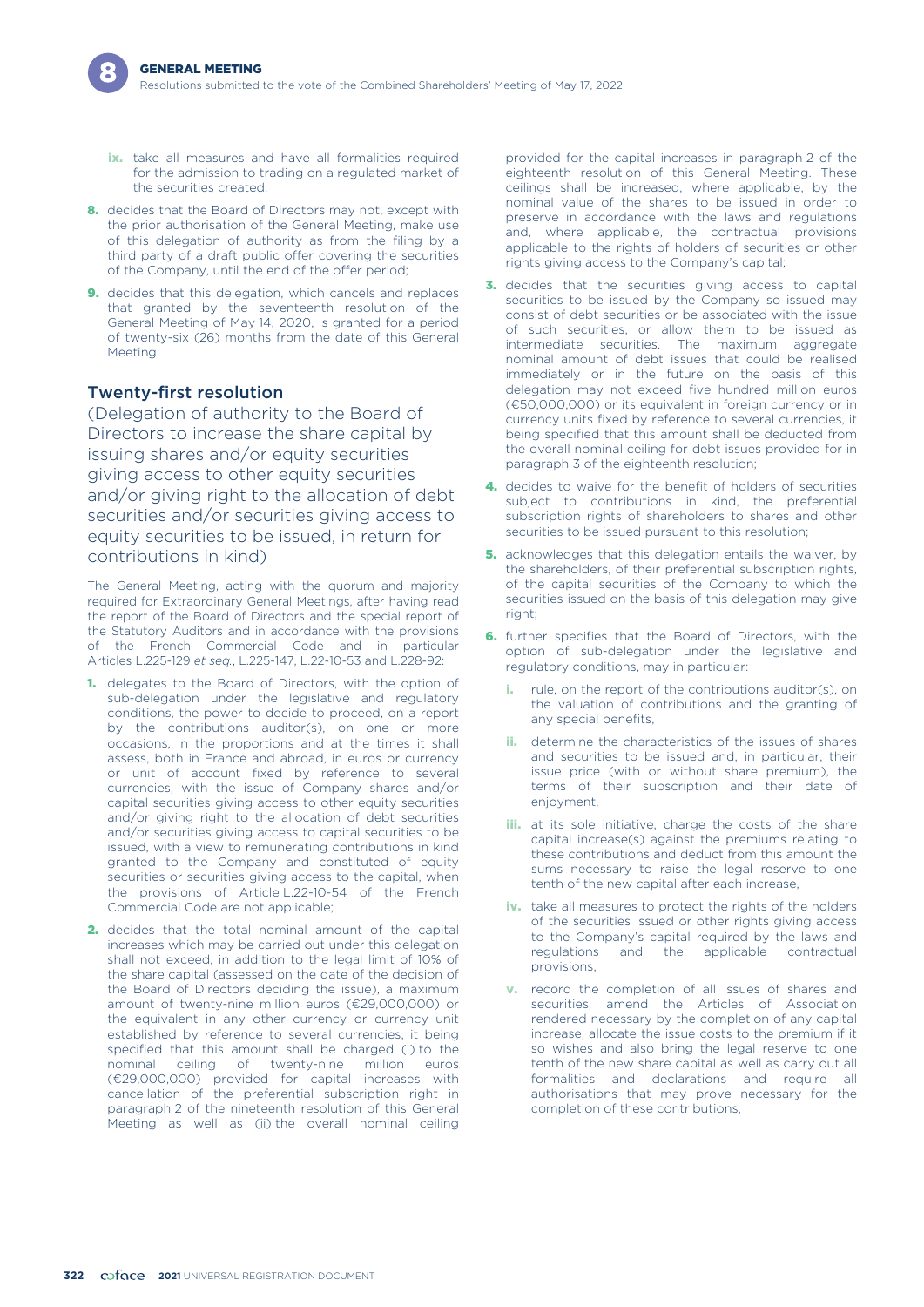ix. take all measures and have all formalities required for the admission to trading on a regulated market of the securities created;

8. decides that the Board of Directors may not, except with the prior authorisation of the General Meeting, make use of this delegation of authority as from the filing by a third party of a draft public offer covering the securities of the Company, until the end of the offer period;

9. decides that this delegation, which cancels and replaces that granted by the seventeenth resolution of the General Meeting of May 14, 2020, is granted for a period of twenty-six (26) months from the date of this General Meeting.

## Twenty-first resolution

### (Delegation of authority to the Board of Directors to increase the share capital by issuing shares and/or equity securities giving access to other equity securities and/or giving right to the allocation of debt securities and/or securities giving access to equity securities to be issued, in return for contributions in kind)

The General Meeting, acting with the quorum and majority required for Extraordinary General Meetings, after having read the report of the Board of Directors and the special report of the Statutory Auditors and in accordance with the provisions of the French Commercial Code and in particular Articles L.225-129 *et seq.*, L.225-147, L.22-10-53 and L.228-92:

1. delegates to the Board of Directors, with the option of sub-delegation under the legislative and regulatory conditions, the power to decide to proceed, on a report by the contributions auditor(s), on one or more occasions, in the proportions and at the times it shall assess, both in France and abroad, in euros or currency or unit of account fixed by reference to several currencies, with the issue of Company shares and/or capital securities giving access to other equity securities and/or giving right to the allocation of debt securities and/or securities giving access to capital securities to be issued, with a view to remunerating contributions in kind granted to the Company and constituted of equity securities or securities giving access to the capital, when the provisions of Article L.22-10-54 of the French Commercial Code are not applicable;

2. decides that the total nominal amount of the capital increases which may be carried out under this delegation shall not exceed, in addition to the legal limit of 10% of the share capital (assessed on the date of the decision of the Board of Directors deciding the issue), a maximum amount of twenty-nine million euros (€29,000,000) or the equivalent in any other currency or currency unit established by reference to several currencies, it being specified that this amount shall be charged (i) to the nominal ceiling of twenty-nine million euros (€29,000,000) provided for capital increases with cancellation of the preferential subscription right in paragraph 2 of the nineteenth resolution of this General Meeting as well as (ii) the overall nominal ceiling provided for the capital increases in paragraph 2 of the eighteenth resolution of this General Meeting. These ceilings shall be increased, where applicable, by the nominal value of the shares to be issued in order to preserve in accordance with the laws and regulations and, where applicable, the contractual provisions applicable to the rights of holders of securities or other rights giving access to the Company's capital;

3. decides that the securities giving access to capital securities to be issued by the Company so issued may consist of debt securities or be associated with the issue of such securities, or allow them to be issued as intermediate securities. The maximum aggregate nominal amount of debt issues that could be realised immediately or in the future on the basis of this delegation may not exceed five hundred million euros (€50,000,000) or its equivalent in foreign currency or in currency units fixed by reference to several currencies, it being specified that this amount shall be deducted from the overall nominal ceiling for debt issues provided for in paragraph 3 of the eighteenth resolution;

4. decides to waive for the benefit of holders of securities subject to contributions in kind, the preferential subscription rights of shareholders to shares and other securities to be issued pursuant to this resolution;

5. acknowledges that this delegation entails the waiver, by the shareholders, of their preferential subscription rights, of the capital securities of the Company to which the securities issued on the basis of this delegation may give right;

6. further specifies that the Board of Directors, with the option of sub-delegation under the legislative and regulatory conditions, may in particular:

   i. rule, on the report of the contributions auditor(s), on the valuation of contributions and the granting of any special benefits,

   ii. determine the characteristics of the issues of shares and securities to be issued and, in particular, their issue price (with or without share premium), the terms of their subscription and their date of enjoyment,

   iii. at its sole initiative, charge the costs of the share capital increase(s) against the premiums relating to these contributions and deduct from this amount the sums necessary to raise the legal reserve to one tenth of the new capital after each increase,

   iv. take all measures to protect the rights of the holders of the securities issued or other rights giving access to the Company's capital required by the laws and regulations and the applicable contractual provisions,

   v. record the completion of all issues of shares and securities, amend the Articles of Association rendered necessary by the completion of any capital increase, allocate the issue costs to the premium if it so wishes and also bring the legal reserve to one tenth of the new share capital as well as carry out all formalities and declarations and require all authorisations that may prove necessary for the completion of these contributions,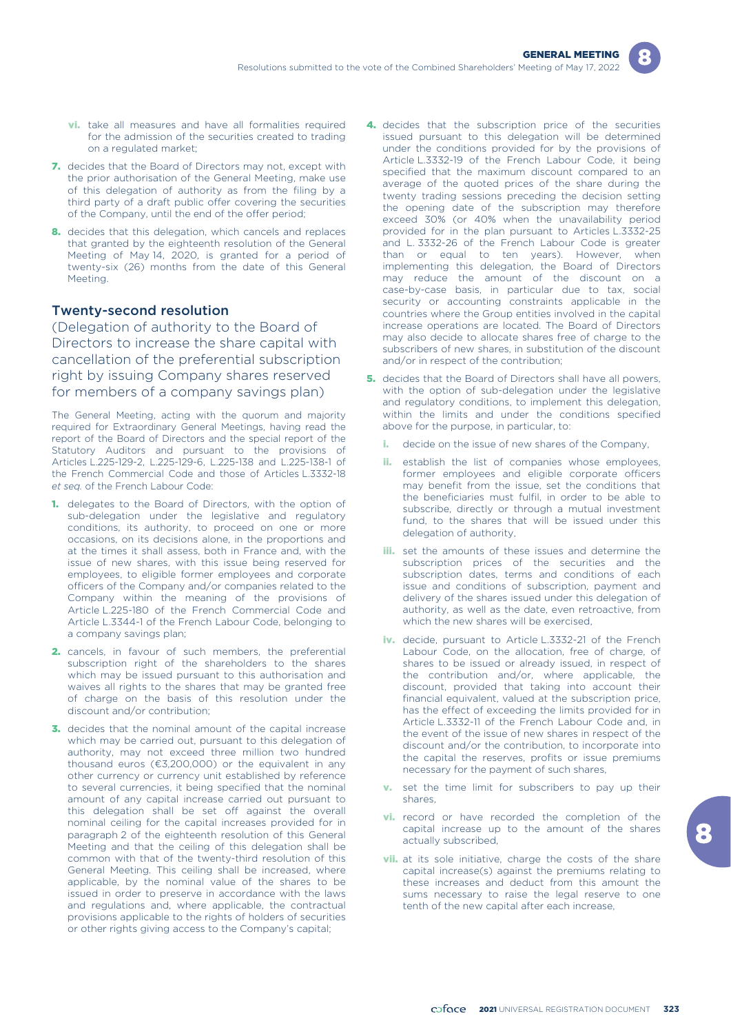vi. take all measures and have all formalities required for the admission of the securities created to trading on a regulated market;

7. decides that the Board of Directors may not, except with the prior authorisation of the General Meeting, make use of this delegation of authority as from the filing by a third party of a draft public offer covering the securities of the Company, until the end of the offer period;

8. decides that this delegation, which cancels and replaces that granted by the eighteenth resolution of the General Meeting of May 14, 2020, is granted for a period of twenty-six (26) months from the date of this General Meeting.

## Twenty-second resolution

### (Delegation of authority to the Board of Directors to increase the share capital with cancellation of the preferential subscription right by issuing Company shares reserved for members of a company savings plan)

The General Meeting, acting with the quorum and majority required for Extraordinary General Meetings, having read the report of the Board of Directors and the special report of the Statutory Auditors and pursuant to the provisions of Articles L.225-129-2, L.225-129-6, L.225-138 and L.225-138-1 of the French Commercial Code and those of Articles L.3332-18 *et seq.* of the French Labour Code:

1. delegates to the Board of Directors, with the option of sub-delegation under the legislative and regulatory conditions, its authority, to proceed on one or more occasions, on its decisions alone, in the proportions and at the times it shall assess, both in France and, with the issue of new shares, with this issue being reserved for employees, to eligible former employees and corporate officers of the Company and/or companies related to the Company within the meaning of the provisions of Article L.225-180 of the French Commercial Code and Article L.3344-1 of the French Labour Code, belonging to a company savings plan;

2. cancels, in favour of such members, the preferential subscription right of the shareholders to the shares which may be issued pursuant to this authorisation and waives all rights to the shares that may be granted free of charge on the basis of this resolution under the discount and/or contribution;

3. decides that the nominal amount of the capital increase which may be carried out, pursuant to this delegation of authority, may not exceed three million two hundred thousand euros (€3,200,000) or the equivalent in any other currency or currency unit established by reference to several currencies, it being specified that the nominal amount of any capital increase carried out pursuant to this delegation shall be set off against the overall nominal ceiling for the capital increases provided for in paragraph 2 of the eighteenth resolution of this General Meeting and that the ceiling of this delegation shall be common with that of the twenty-third resolution of this General Meeting. This ceiling shall be increased, where applicable, by the nominal value of the shares to be issued in order to preserve in accordance with the laws and regulations and, where applicable, the contractual provisions applicable to the rights of holders of securities or other rights giving access to the Company's capital;

4. decides that the subscription price of the securities issued pursuant to this delegation will be determined under the conditions provided for by the provisions of Article L.3332-19 of the French Labour Code, it being specified that the maximum discount compared to an average of the quoted prices of the share during the twenty trading sessions preceding the decision setting the opening date of the subscription may therefore exceed 30% (or 40% when the unavailability period provided for in the plan pursuant to Articles L.3332-25 and L. 3332-26 of the French Labour Code is greater than or equal to ten years). However, when implementing this delegation, the Board of Directors may reduce the amount of the discount on a case-by-case basis, in particular due to tax, social security or accounting constraints applicable in the countries where the Group entities involved in the capital increase operations are located. The Board of Directors may also decide to allocate shares free of charge to the subscribers of new shares, in substitution of the discount and/or in respect of the contribution;

5. decides that the Board of Directors shall have all powers, with the option of sub-delegation under the legislative and regulatory conditions, to implement this delegation, within the limits and under the conditions specified above for the purpose, in particular, to:

   i. decide on the issue of new shares of the Company,

   ii. establish the list of companies whose employees, former employees and eligible corporate officers may benefit from the issue, set the conditions that the beneficiaries must fulfil, in order to be able to subscribe, directly or through a mutual investment fund, to the shares that will be issued under this delegation of authority,

   iii. set the amounts of these issues and determine the subscription prices of the securities and the subscription dates, terms and conditions of each issue and conditions of subscription, payment and delivery of the shares issued under this delegation of authority, as well as the date, even retroactive, from which the new shares will be exercised,

   iv. decide, pursuant to Article L.3332-21 of the French Labour Code, on the allocation, free of charge, of shares to be issued or already issued, in respect of the contribution and/or, where applicable, the discount, provided that taking into account their financial equivalent, valued at the subscription price, has the effect of exceeding the limits provided for in Article L.3332-11 of the French Labour Code and, in the event of the issue of new shares in respect of the discount and/or the contribution, to incorporate into the capital the reserves, profits or issue premiums necessary for the payment of such shares,

   v. set the time limit for subscribers to pay up their shares,

   vi. record or have recorded the completion of the capital increase up to the amount of the shares actually subscribed,

   vii. at its sole initiative, charge the costs of the share capital increase(s) against the premiums relating to these increases and deduct from this amount the sums necessary to raise the legal reserve to one tenth of the new capital after each increase,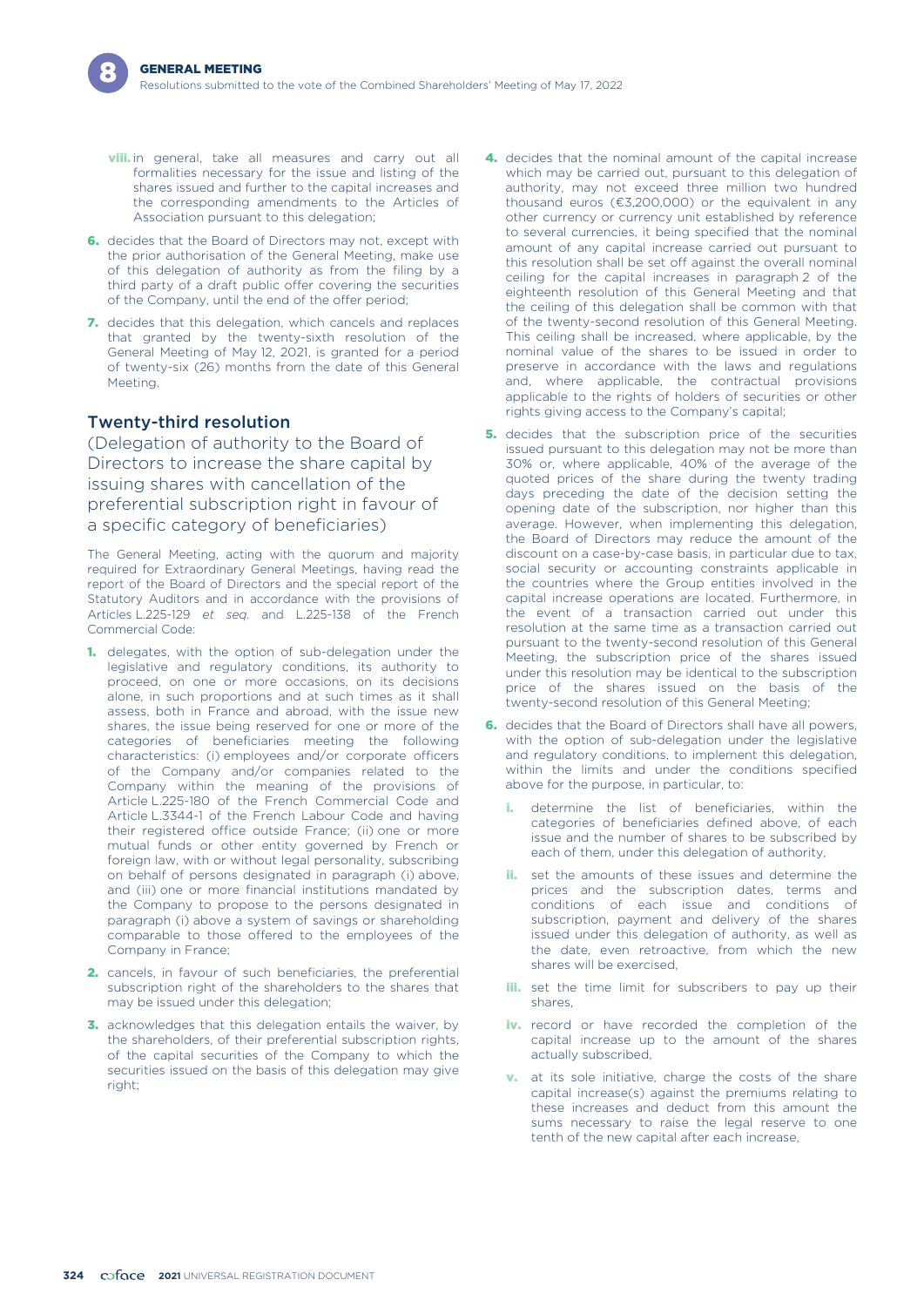viii. in general, take all measures and carry out all formalities necessary for the issue and listing of the shares issued and further to the capital increases and the corresponding amendments to the Articles of Association pursuant to this delegation;

6. decides that the Board of Directors may not, except with the prior authorisation of the General Meeting, make use of this delegation of authority as from the filing by a third party of a draft public offer covering the securities of the Company, until the end of the offer period;

7. decides that this delegation, which cancels and replaces that granted by the twenty-sixth resolution of the General Meeting of May 12, 2021, is granted for a period of twenty-six (26) months from the date of this General Meeting.

## Twenty-third resolution

(Delegation of authority to the Board of Directors to increase the share capital by issuing shares with cancellation of the preferential subscription right in favour of a specific category of beneficiaries)

The General Meeting, acting with the quorum and majority required for Extraordinary General Meetings, having read the report of the Board of Directors and the special report of the Statutory Auditors and in accordance with the provisions of Articles L.225-129 *et seq.* and L.225-138 of the French Commercial Code:

1. delegates, with the option of sub-delegation under the legislative and regulatory conditions, its authority to proceed, on one or more occasions, on its decisions alone, in such proportions and at such times as it shall assess, both in France and abroad, with the issue new shares, the issue being reserved for one or more of the categories of beneficiaries meeting the following characteristics: (i) employees and/or corporate officers of the Company and/or companies related to the Company within the meaning of the provisions of Article L.225-180 of the French Commercial Code and Article L.3344-1 of the French Labour Code and having their registered office outside France; (ii) one or more mutual funds or other entity governed by French or foreign law, with or without legal personality, subscribing on behalf of persons designated in paragraph (i) above, and (iii) one or more financial institutions mandated by the Company to propose to the persons designated in paragraph (i) above a system of savings or shareholding comparable to those offered to the employees of the Company in France;

2. cancels, in favour of such beneficiaries, the preferential subscription right of the shareholders to the shares that may be issued under this delegation;

3. acknowledges that this delegation entails the waiver, by the shareholders, of their preferential subscription rights, of the capital securities of the Company to which the securities issued on the basis of this delegation may give right;

4. decides that the nominal amount of the capital increase which may be carried out, pursuant to this delegation of authority, may not exceed three million two hundred thousand euros (€3,200,000) or the equivalent in any other currency or currency unit established by reference to several currencies, it being specified that the nominal amount of any capital increase carried out pursuant to this resolution shall be set off against the overall nominal ceiling for the capital increases in paragraph 2 of the eighteenth resolution of this General Meeting and that the ceiling of this delegation shall be common with that of the twenty-second resolution of this General Meeting. This ceiling shall be increased, where applicable, by the nominal value of the shares to be issued in order to preserve in accordance with the laws and regulations and, where applicable, the contractual provisions applicable to the rights of holders of securities or other rights giving access to the Company's capital;

5. decides that the subscription price of the securities issued pursuant to this delegation may not be more than 30% or, where applicable, 40% of the average of the quoted prices of the share during the twenty trading days preceding the date of the decision setting the opening date of the subscription, nor higher than this average. However, when implementing this delegation, the Board of Directors may reduce the amount of the discount on a case-by-case basis, in particular due to tax, social security or accounting constraints applicable in the countries where the Group entities involved in the capital increase operations are located. Furthermore, in the event of a transaction carried out under this resolution at the same time as a transaction carried out pursuant to the twenty-second resolution of this General Meeting, the subscription price of the shares issued under this resolution may be identical to the subscription price of the shares issued on the basis of the twenty-second resolution of this General Meeting;

6. decides that the Board of Directors shall have all powers, with the option of sub-delegation under the legislative and regulatory conditions, to implement this delegation, within the limits and under the conditions specified above for the purpose, in particular, to:

   i. determine the list of beneficiaries, within the categories of beneficiaries defined above, of each issue and the number of shares to be subscribed by each of them, under this delegation of authority,

   ii. set the amounts of these issues and determine the prices and the subscription dates, terms and conditions of each issue and conditions of subscription, payment and delivery of the shares issued under this delegation of authority, as well as the date, even retroactive, from which the new shares will be exercised,

   iii. set the time limit for subscribers to pay up their shares,

   iv. record or have recorded the completion of the capital increase up to the amount of the shares actually subscribed,

   v. at its sole initiative, charge the costs of the share capital increase(s) against the premiums relating to these increases and deduct from this amount the sums necessary to raise the legal reserve to one tenth of the new capital after each increase,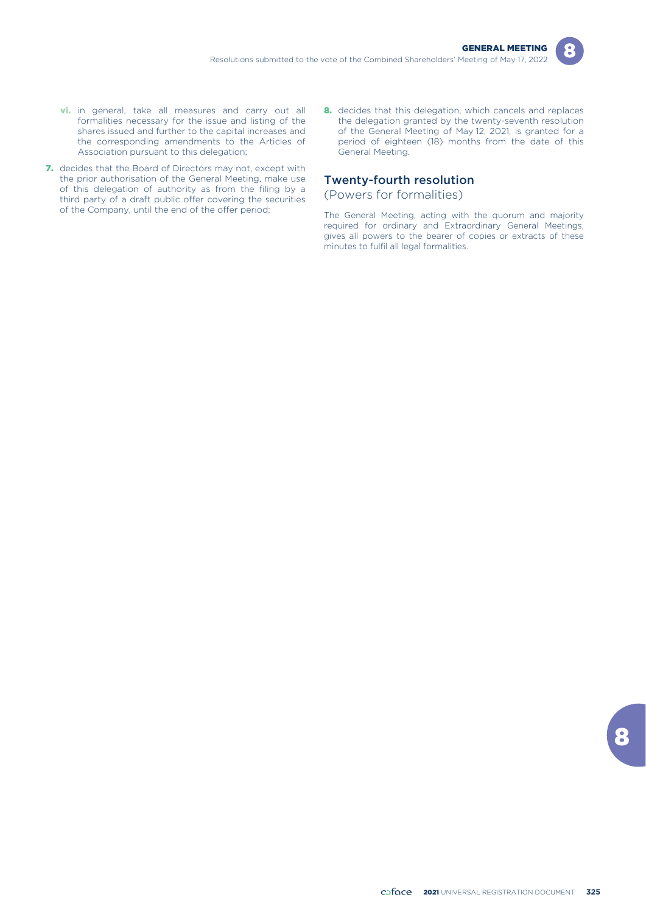vi. in general, take all measures and carry out all formalities necessary for the issue and listing of the shares issued and further to the capital increases and the corresponding amendments to the Articles of Association pursuant to this delegation;

7. decides that the Board of Directors may not, except with the prior authorisation of the General Meeting, make use of this delegation of authority as from the filing by a third party of a draft public offer covering the securities of the Company, until the end of the offer period;

8. decides that this delegation, which cancels and replaces the delegation granted by the twenty-seventh resolution of the General Meeting of May 12, 2021, is granted for a period of eighteen (18) months from the date of this General Meeting.

## Twenty-fourth resolution

(Powers for formalities)

The General Meeting, acting with the quorum and majority required for ordinary and Extraordinary General Meetings, gives all powers to the bearer of copies or extracts of these minutes to fulfil all legal formalities.